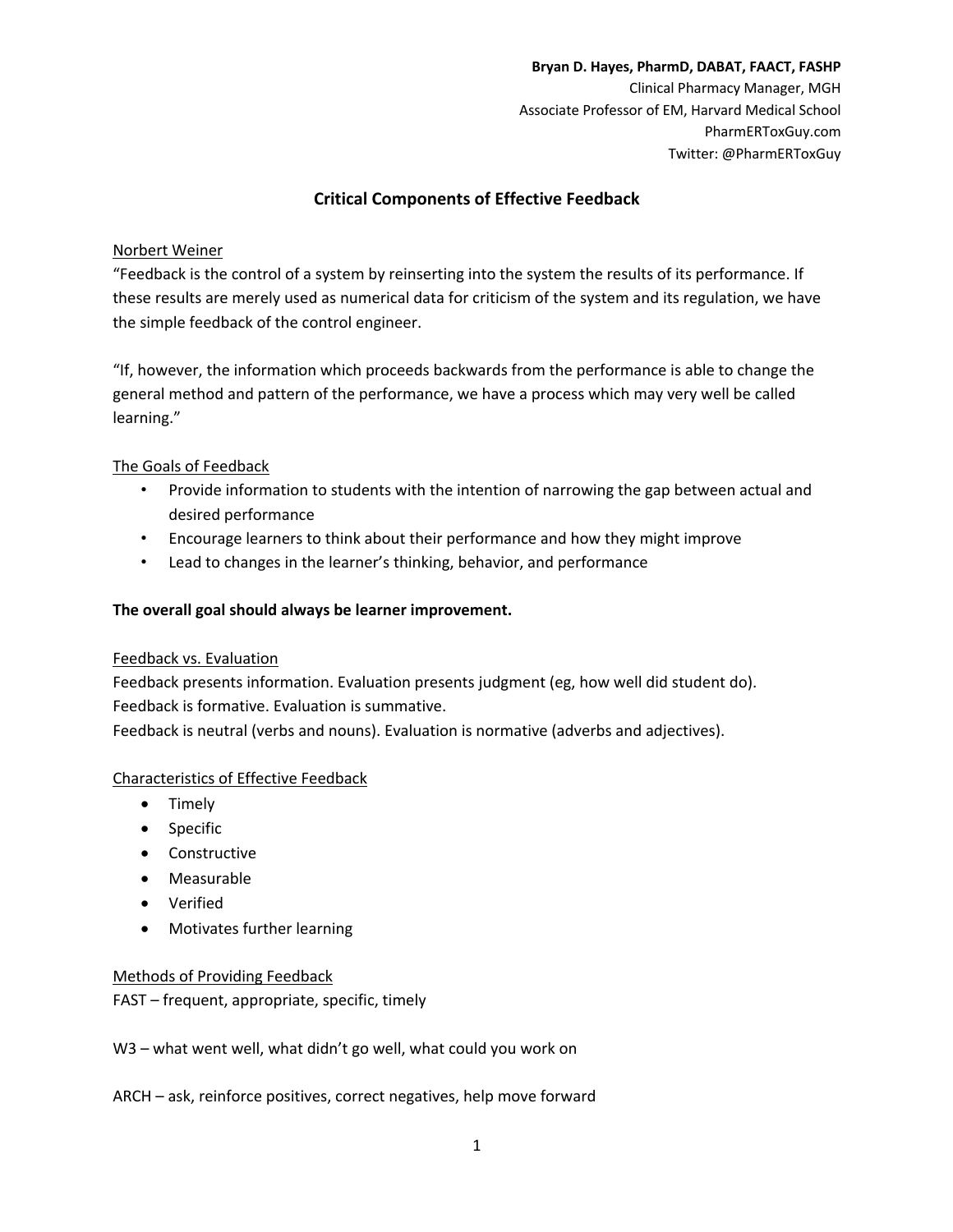**Bryan D. Hayes, PharmD, DABAT, FAACT, FASHP**
Clinical Pharmacy Manager, MGH
Associate Professor of EM, Harvard Medical School
PharmERToxGuy.com
Twitter: @PharmERToxGuy

# Critical Components of Effective Feedback

## Norbert Weiner

"Feedback is the control of a system by reinserting into the system the results of its performance. If these results are merely used as numerical data for criticism of the system and its regulation, we have the simple feedback of the control engineer.

"If, however, the information which proceeds backwards from the performance is able to change the general method and pattern of the performance, we have a process which may very well be called learning."

## The Goals of Feedback

- Provide information to students with the intention of narrowing the gap between actual and desired performance
- Encourage learners to think about their performance and how they might improve
- Lead to changes in the learner's thinking, behavior, and performance

**The overall goal should always be learner improvement.**

## Feedback vs. Evaluation

Feedback presents information. Evaluation presents judgment (eg, how well did student do).
Feedback is formative. Evaluation is summative.
Feedback is neutral (verbs and nouns). Evaluation is normative (adverbs and adjectives).

## Characteristics of Effective Feedback

- Timely
- Specific
- Constructive
- Measurable
- Verified
- Motivates further learning

## Methods of Providing Feedback

FAST – frequent, appropriate, specific, timely

W3 – what went well, what didn't go well, what could you work on

ARCH – ask, reinforce positives, correct negatives, help move forward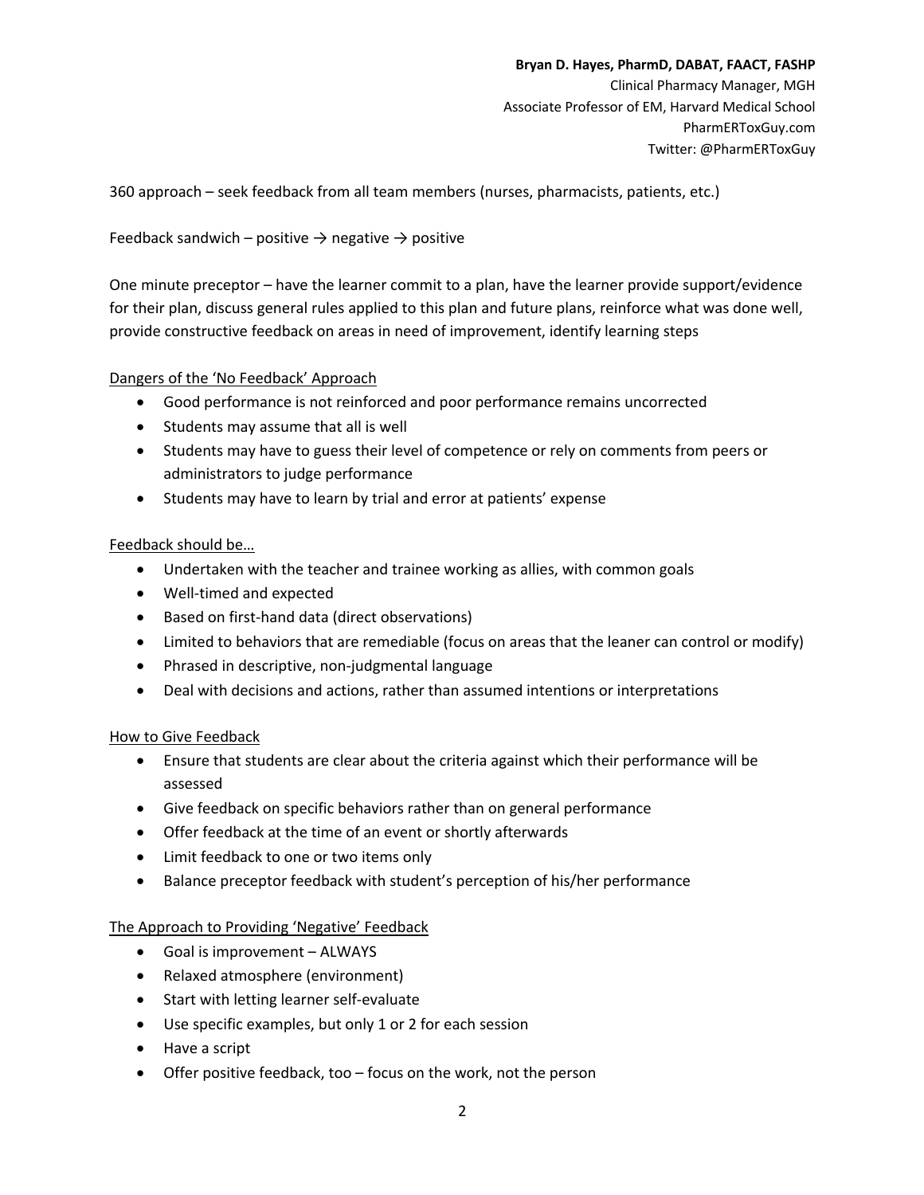360 approach – seek feedback from all team members (nurses, pharmacists, patients, etc.)

Feedback sandwich – positive → negative → positive

One minute preceptor – have the learner commit to a plan, have the learner provide support/evidence for their plan, discuss general rules applied to this plan and future plans, reinforce what was done well, provide constructive feedback on areas in need of improvement, identify learning steps

<u>Dangers of the 'No Feedback' Approach</u>

- Good performance is not reinforced and poor performance remains uncorrected
- Students may assume that all is well
- Students may have to guess their level of competence or rely on comments from peers or administrators to judge performance
- Students may have to learn by trial and error at patients' expense

<u>Feedback should be…</u>

- Undertaken with the teacher and trainee working as allies, with common goals
- Well-timed and expected
- Based on first-hand data (direct observations)
- Limited to behaviors that are remediable (focus on areas that the leaner can control or modify)
- Phrased in descriptive, non-judgmental language
- Deal with decisions and actions, rather than assumed intentions or interpretations

<u>How to Give Feedback</u>

- Ensure that students are clear about the criteria against which their performance will be assessed
- Give feedback on specific behaviors rather than on general performance
- Offer feedback at the time of an event or shortly afterwards
- Limit feedback to one or two items only
- Balance preceptor feedback with student's perception of his/her performance

<u>The Approach to Providing 'Negative' Feedback</u>

- Goal is improvement – ALWAYS
- Relaxed atmosphere (environment)
- Start with letting learner self-evaluate
- Use specific examples, but only 1 or 2 for each session
- Have a script
- Offer positive feedback, too – focus on the work, not the person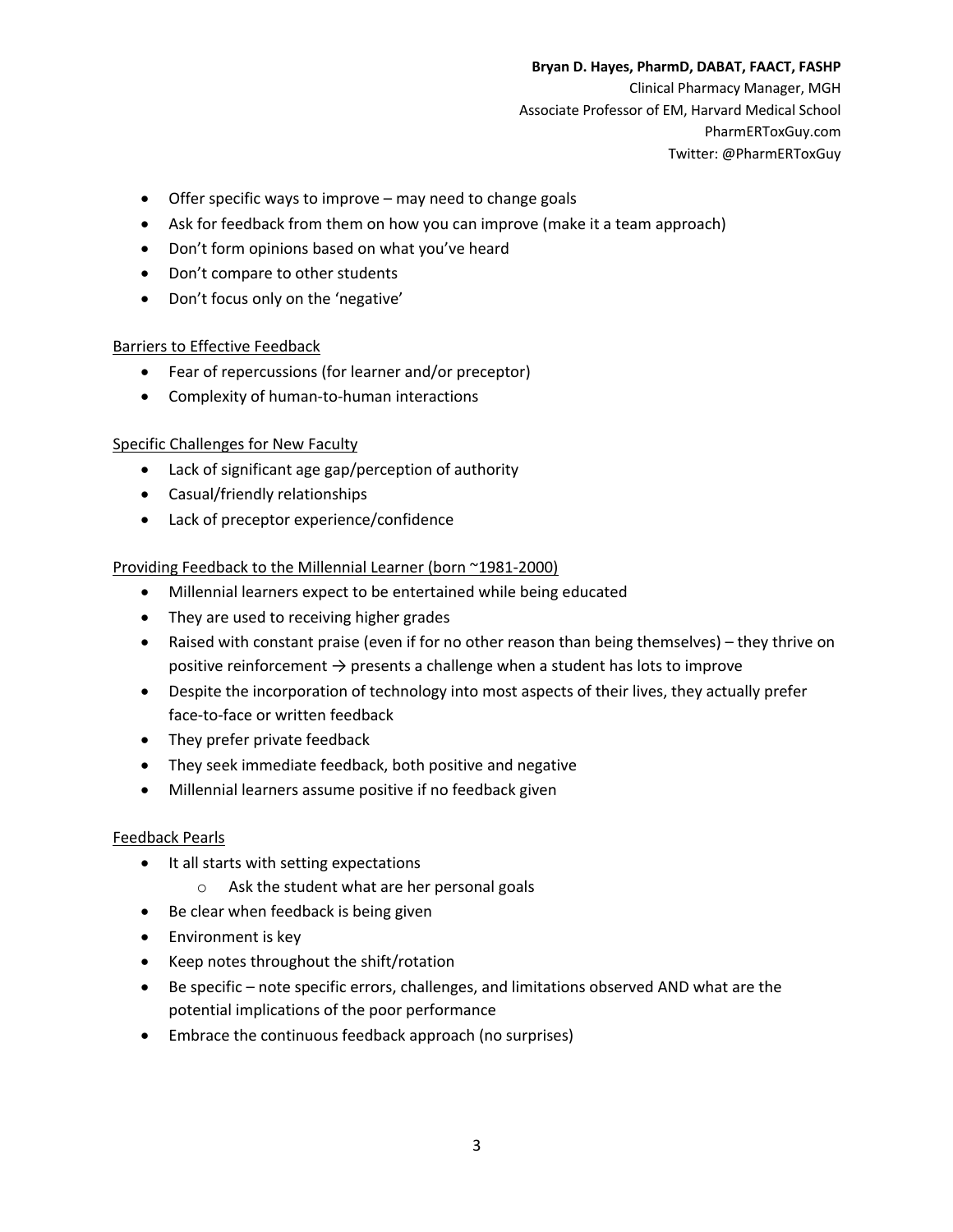- Offer specific ways to improve – may need to change goals
- Ask for feedback from them on how you can improve (make it a team approach)
- Don't form opinions based on what you've heard
- Don't compare to other students
- Don't focus only on the 'negative'

## Barriers to Effective Feedback

- Fear of repercussions (for learner and/or preceptor)
- Complexity of human-to-human interactions

## Specific Challenges for New Faculty

- Lack of significant age gap/perception of authority
- Casual/friendly relationships
- Lack of preceptor experience/confidence

## Providing Feedback to the Millennial Learner (born ~1981-2000)

- Millennial learners expect to be entertained while being educated
- They are used to receiving higher grades
- Raised with constant praise (even if for no other reason than being themselves) – they thrive on positive reinforcement → presents a challenge when a student has lots to improve
- Despite the incorporation of technology into most aspects of their lives, they actually prefer face-to-face or written feedback
- They prefer private feedback
- They seek immediate feedback, both positive and negative
- Millennial learners assume positive if no feedback given

## Feedback Pearls

- It all starts with setting expectations
    - Ask the student what are her personal goals
- Be clear when feedback is being given
- Environment is key
- Keep notes throughout the shift/rotation
- Be specific – note specific errors, challenges, and limitations observed AND what are the potential implications of the poor performance
- Embrace the continuous feedback approach (no surprises)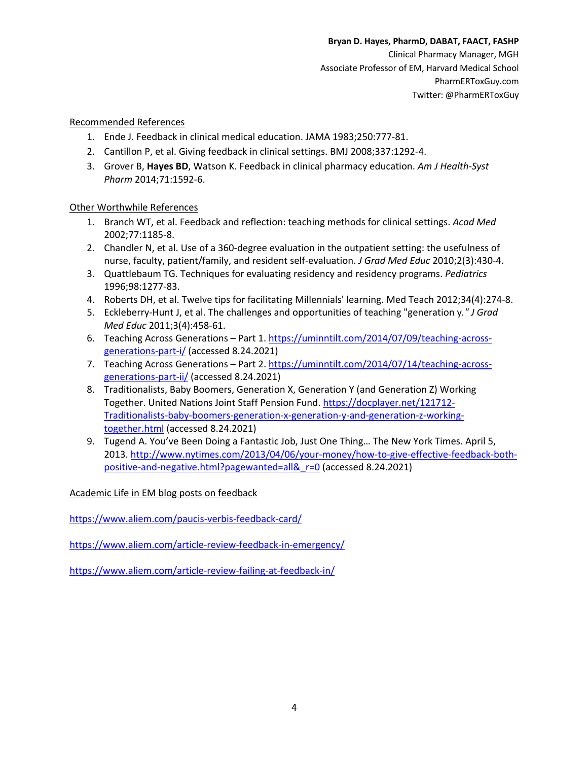**Bryan D. Hayes, PharmD, DABAT, FAACT, FASHP**
Clinical Pharmacy Manager, MGH
Associate Professor of EM, Harvard Medical School
PharmERToxGuy.com
Twitter: @PharmERToxGuy

## Recommended References

1. Ende J. Feedback in clinical medical education. JAMA 1983;250:777-81.
2. Cantillon P, et al. Giving feedback in clinical settings. BMJ 2008;337:1292-4.
3. Grover B, **Hayes BD**, Watson K. Feedback in clinical pharmacy education. *Am J Health-Syst Pharm* 2014;71:1592-6.

## Other Worthwhile References

1. Branch WT, et al. Feedback and reflection: teaching methods for clinical settings. *Acad Med* 2002;77:1185-8.
2. Chandler N, et al. Use of a 360-degree evaluation in the outpatient setting: the usefulness of nurse, faculty, patient/family, and resident self-evaluation. *J Grad Med Educ* 2010;2(3):430-4.
3. Quattlebaum TG. Techniques for evaluating residency and residency programs. *Pediatrics* 1996;98:1277-83.
4. Roberts DH, et al. Twelve tips for facilitating Millennials' learning. Med Teach 2012;34(4):274-8.
5. Eckleberry-Hunt J, et al. The challenges and opportunities of teaching "generation y." *J Grad Med Educ* 2011;3(4):458-61.
6. Teaching Across Generations – Part 1. https://uminntilt.com/2014/07/09/teaching-across-generations-part-i/ (accessed 8.24.2021)
7. Teaching Across Generations – Part 2. https://uminntilt.com/2014/07/14/teaching-across-generations-part-ii/ (accessed 8.24.2021)
8. Traditionalists, Baby Boomers, Generation X, Generation Y (and Generation Z) Working Together. United Nations Joint Staff Pension Fund. https://docplayer.net/121712-Traditionalists-baby-boomers-generation-x-generation-y-and-generation-z-working-together.html (accessed 8.24.2021)
9. Tugend A. You've Been Doing a Fantastic Job, Just One Thing… The New York Times. April 5, 2013. http://www.nytimes.com/2013/04/06/your-money/how-to-give-effective-feedback-both-positive-and-negative.html?pagewanted=all&_r=0 (accessed 8.24.2021)

## Academic Life in EM blog posts on feedback

https://www.aliem.com/paucis-verbis-feedback-card/

https://www.aliem.com/article-review-feedback-in-emergency/

https://www.aliem.com/article-review-failing-at-feedback-in/